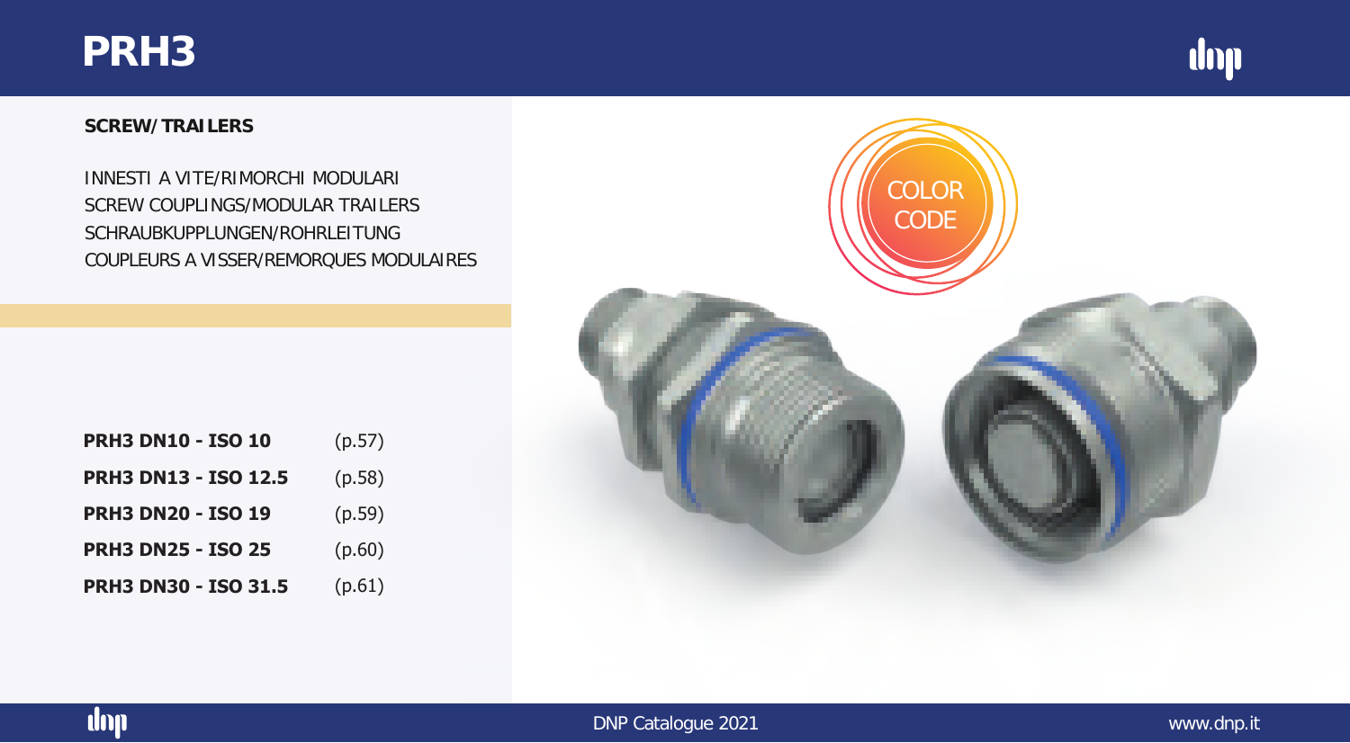# PRH3

**SCREW/TRAILERS**

INNESTI A VITE/RIMORCHI MODULARI
SCREW COUPLINGS/MODULAR TRAILERS
SCHRAUBKUPPLUNGEN/ROHRLEITUNG
COUPLEURS A VISSER/REMORQUES MODULAIRES

| | |
|---|---|
| **PRH3 DN10 - ISO 10** | (p.57) |
| **PRH3 DN13 - ISO 12.5** | (p.58) |
| **PRH3 DN20 - ISO 19** | (p.59) |
| **PRH3 DN25 - ISO 25** | (p.60) |
| **PRH3 DN30 - ISO 31.5** | (p.61) |

COLOR CODE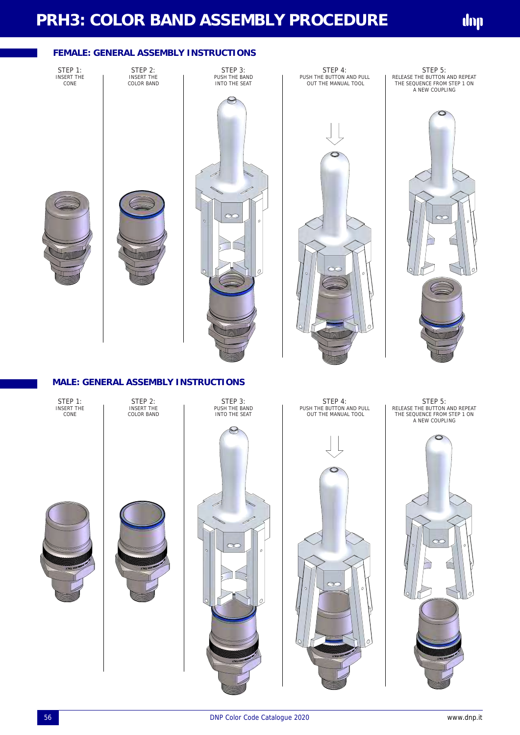# PRH3: COLOR BAND ASSEMBLY PROCEDURE

## FEMALE: GENERAL ASSEMBLY INSTRUCTIONS

STEP 1:
INSERT THE CONE

STEP 2:
INSERT THE COLOR BAND

STEP 3:
PUSH THE BAND INTO THE SEAT

STEP 4:
PUSH THE BUTTON AND PULL OUT THE MANUAL TOOL

STEP 5:
RELEASE THE BUTTON AND REPEAT THE SEQUENCE FROM STEP 1 ON A NEW COUPLING

## MALE: GENERAL ASSEMBLY INSTRUCTIONS

STEP 1:
INSERT THE CONE

STEP 2:
INSERT THE COLOR BAND

STEP 3:
PUSH THE BAND INTO THE SEAT

STEP 4:
PUSH THE BUTTON AND PULL OUT THE MANUAL TOOL

STEP 5:
RELEASE THE BUTTON AND REPEAT THE SEQUENCE FROM STEP 1 ON A NEW COUPLING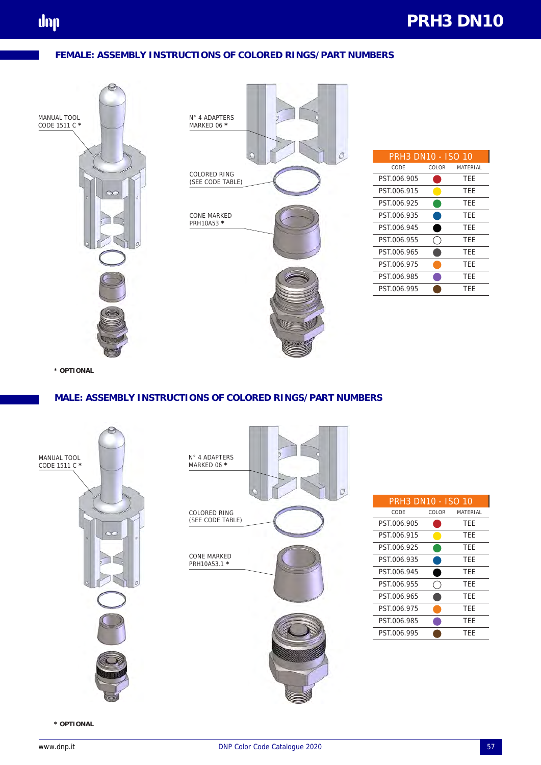## FEMALE: ASSEMBLY INSTRUCTIONS OF COLORED RINGS/PART NUMBERS

MANUAL TOOL
CODE 1511 C *

N° 4 ADAPTERS
MARKED 06 *

COLORED RING
(SEE CODE TABLE)

CONE MARKED
PRH10A53 *

| PRH3 DN10 - ISO 10 | | |
|---|---|---|
| CODE | COLOR | MATERIAL |
| PST.006.905 | red | TEE |
| PST.006.915 | yellow | TEE |
| PST.006.925 | green | TEE |
| PST.006.935 | blue | TEE |
| PST.006.945 | black | TEE |
| PST.006.955 | white | TEE |
| PST.006.965 | grey | TEE |
| PST.006.975 | orange | TEE |
| PST.006.985 | purple | TEE |
| PST.006.995 | brown | TEE |

**\* OPTIONAL**

## MALE: ASSEMBLY INSTRUCTIONS OF COLORED RINGS/PART NUMBERS

MANUAL TOOL
CODE 1511 C *

N° 4 ADAPTERS
MARKED 06 *

COLORED RING
(SEE CODE TABLE)

CONE MARKED
PRH10A53.1 *

| PRH3 DN10 - ISO 10 | | |
|---|---|---|
| CODE | COLOR | MATERIAL |
| PST.006.905 | red | TEE |
| PST.006.915 | yellow | TEE |
| PST.006.925 | green | TEE |
| PST.006.935 | blue | TEE |
| PST.006.945 | black | TEE |
| PST.006.955 | white | TEE |
| PST.006.965 | grey | TEE |
| PST.006.975 | orange | TEE |
| PST.006.985 | purple | TEE |
| PST.006.995 | brown | TEE |

**\* OPTIONAL**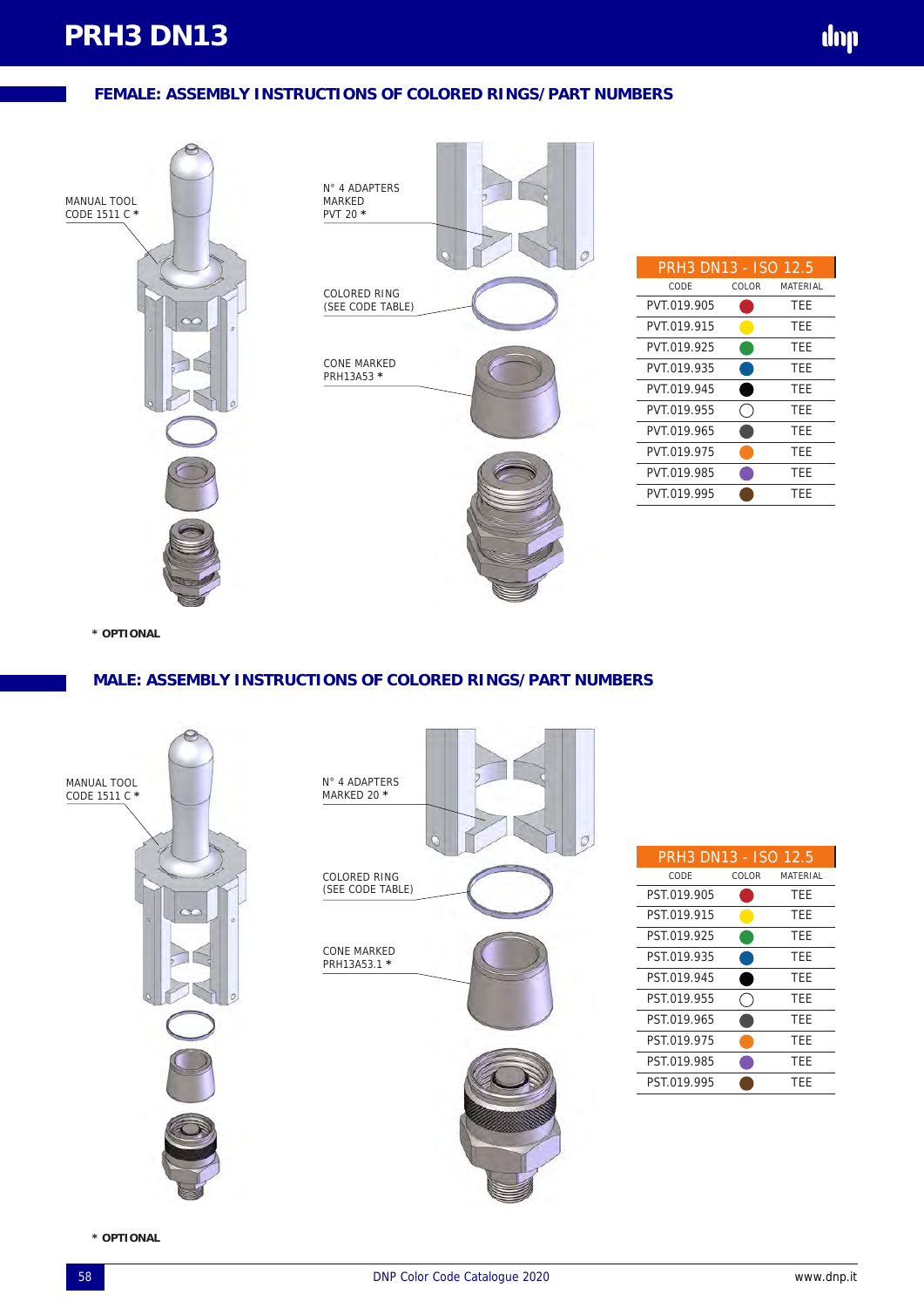# PRH3 DN13

## FEMALE: ASSEMBLY INSTRUCTIONS OF COLORED RINGS/PART NUMBERS

MANUAL TOOL
CODE 1511 C *

N° 4 ADAPTERS
MARKED
PVT 20 *

COLORED RING
(SEE CODE TABLE)

CONE MARKED
PRH13A53 *

| PRH3 DN13 - ISO 12.5 | | |
|---|---|---|
| CODE | COLOR | MATERIAL |
| PVT.019.905 | red | TEE |
| PVT.019.915 | yellow | TEE |
| PVT.019.925 | green | TEE |
| PVT.019.935 | blue | TEE |
| PVT.019.945 | black | TEE |
| PVT.019.955 | white | TEE |
| PVT.019.965 | grey | TEE |
| PVT.019.975 | orange | TEE |
| PVT.019.985 | violet | TEE |
| PVT.019.995 | brown | TEE |

**\* OPTIONAL**

## MALE: ASSEMBLY INSTRUCTIONS OF COLORED RINGS/PART NUMBERS

MANUAL TOOL
CODE 1511 C *

N° 4 ADAPTERS
MARKED 20 *

COLORED RING
(SEE CODE TABLE)

CONE MARKED
PRH13A53.1 *

| PRH3 DN13 - ISO 12.5 | | |
|---|---|---|
| CODE | COLOR | MATERIAL |
| PST.019.905 | red | TEE |
| PST.019.915 | yellow | TEE |
| PST.019.925 | green | TEE |
| PST.019.935 | blue | TEE |
| PST.019.945 | black | TEE |
| PST.019.955 | white | TEE |
| PST.019.965 | grey | TEE |
| PST.019.975 | orange | TEE |
| PST.019.985 | violet | TEE |
| PST.019.995 | brown | TEE |

**\* OPTIONAL**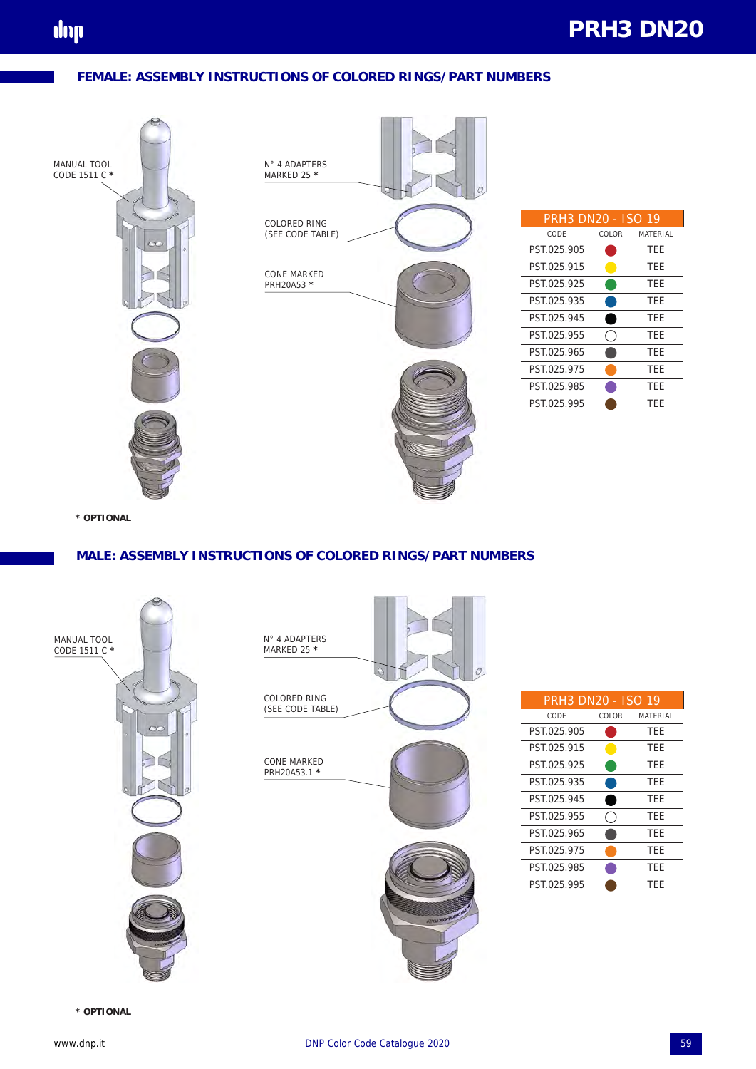## FEMALE: ASSEMBLY INSTRUCTIONS OF COLORED RINGS/PART NUMBERS

MANUAL TOOL
CODE 1511 C *

N° 4 ADAPTERS
MARKED 25 *

COLORED RING
(SEE CODE TABLE)

CONE MARKED
PRH20A53 *

| PRH3 DN20 - ISO 19 | | |
|---|---|---|
| CODE | COLOR | MATERIAL |
| PST.025.905 | red | TEE |
| PST.025.915 | yellow | TEE |
| PST.025.925 | green | TEE |
| PST.025.935 | blue | TEE |
| PST.025.945 | black | TEE |
| PST.025.955 | white | TEE |
| PST.025.965 | grey | TEE |
| PST.025.975 | orange | TEE |
| PST.025.985 | violet | TEE |
| PST.025.995 | brown | TEE |

**\* OPTIONAL**

## MALE: ASSEMBLY INSTRUCTIONS OF COLORED RINGS/PART NUMBERS

MANUAL TOOL
CODE 1511 C *

N° 4 ADAPTERS
MARKED 25 *

COLORED RING
(SEE CODE TABLE)

CONE MARKED
PRH20A53.1 *

| PRH3 DN20 - ISO 19 | | |
|---|---|---|
| CODE | COLOR | MATERIAL |
| PST.025.905 | red | TEE |
| PST.025.915 | yellow | TEE |
| PST.025.925 | green | TEE |
| PST.025.935 | blue | TEE |
| PST.025.945 | black | TEE |
| PST.025.955 | white | TEE |
| PST.025.965 | grey | TEE |
| PST.025.975 | orange | TEE |
| PST.025.985 | violet | TEE |
| PST.025.995 | brown | TEE |

**\* OPTIONAL**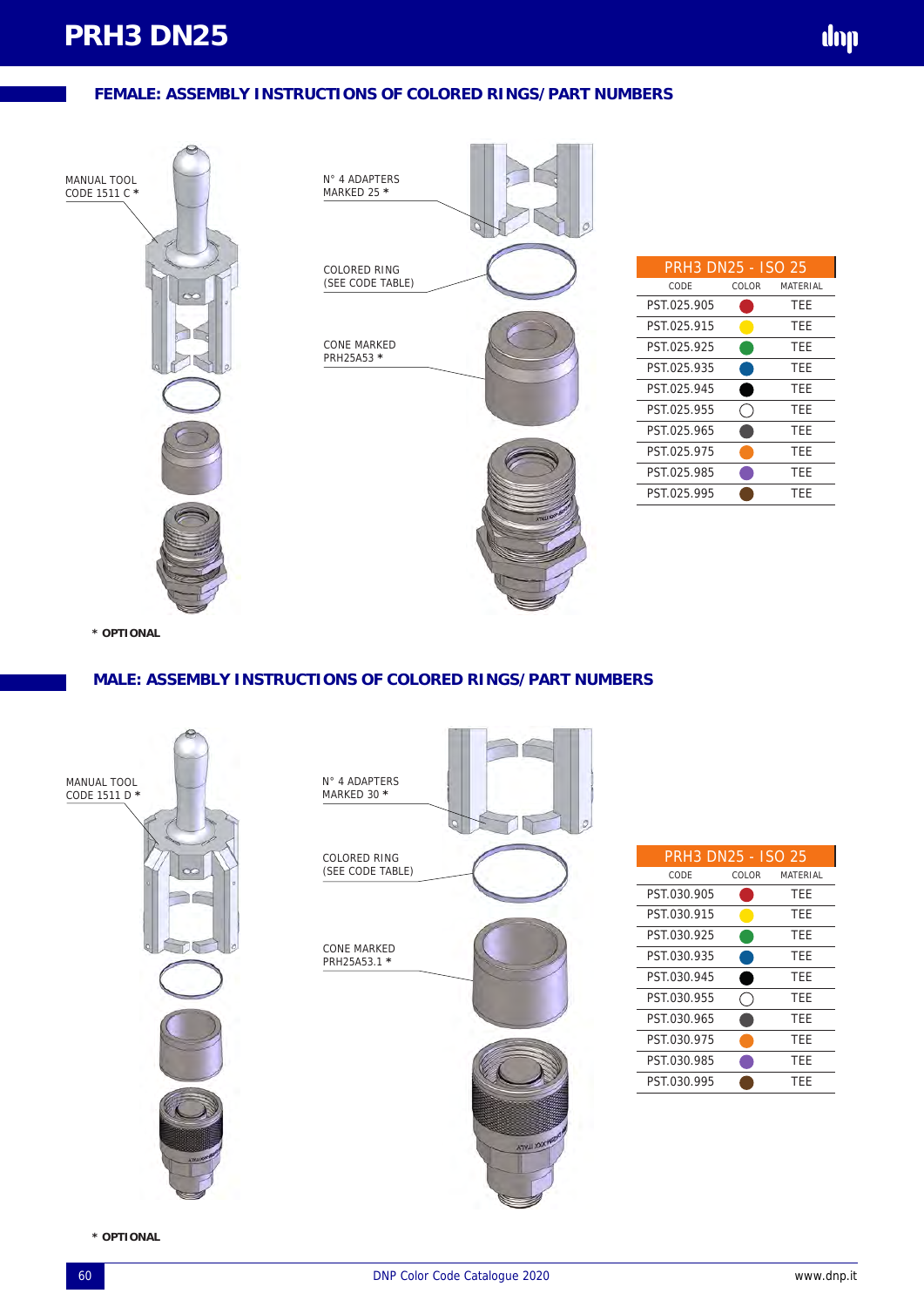# PRH3 DN25

## FEMALE: ASSEMBLY INSTRUCTIONS OF COLORED RINGS/PART NUMBERS

MANUAL TOOL
CODE 1511 C *

N° 4 ADAPTERS
MARKED 25 *

COLORED RING
(SEE CODE TABLE)

CONE MARKED
PRH25A53 *

| PRH3 DN25 - ISO 25 | | |
|---|---|---|
| CODE | COLOR | MATERIAL |
| PST.025.905 | Red | TEE |
| PST.025.915 | Yellow | TEE |
| PST.025.925 | Green | TEE |
| PST.025.935 | Blue | TEE |
| PST.025.945 | Black | TEE |
| PST.025.955 | White | TEE |
| PST.025.965 | Grey | TEE |
| PST.025.975 | Orange | TEE |
| PST.025.985 | Violet | TEE |
| PST.025.995 | Brown | TEE |

**\* OPTIONAL**

## MALE: ASSEMBLY INSTRUCTIONS OF COLORED RINGS/PART NUMBERS

MANUAL TOOL
CODE 1511 D *

N° 4 ADAPTERS
MARKED 30 *

COLORED RING
(SEE CODE TABLE)

CONE MARKED
PRH25A53.1 *

| PRH3 DN25 - ISO 25 | | |
|---|---|---|
| CODE | COLOR | MATERIAL |
| PST.030.905 | Red | TEE |
| PST.030.915 | Yellow | TEE |
| PST.030.925 | Green | TEE |
| PST.030.935 | Blue | TEE |
| PST.030.945 | Black | TEE |
| PST.030.955 | White | TEE |
| PST.030.965 | Grey | TEE |
| PST.030.975 | Orange | TEE |
| PST.030.985 | Violet | TEE |
| PST.030.995 | Brown | TEE |

**\* OPTIONAL**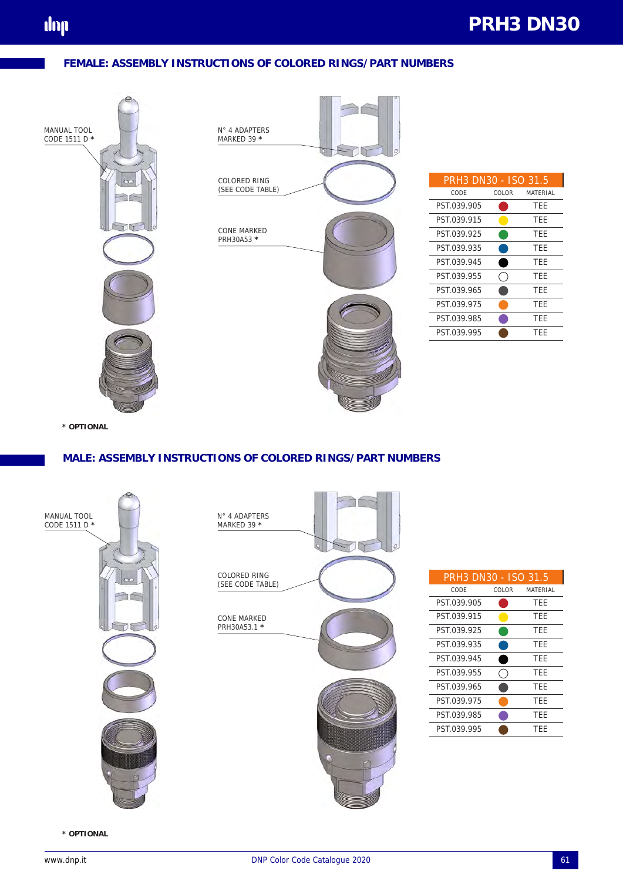# PRH3 DN30

## FEMALE: ASSEMBLY INSTRUCTIONS OF COLORED RINGS/PART NUMBERS

MANUAL TOOL
CODE 1511 D *

N° 4 ADAPTERS
MARKED 39 *

COLORED RING
(SEE CODE TABLE)

CONE MARKED
PRH30A53 *

| PRH3 DN30 - ISO 31.5 | | |
|---|---|---|
| CODE | COLOR | MATERIAL |
| PST.039.905 | red | TEE |
| PST.039.915 | yellow | TEE |
| PST.039.925 | green | TEE |
| PST.039.935 | blue | TEE |
| PST.039.945 | black | TEE |
| PST.039.955 | white | TEE |
| PST.039.965 | grey | TEE |
| PST.039.975 | orange | TEE |
| PST.039.985 | violet | TEE |
| PST.039.995 | brown | TEE |

* **OPTIONAL**

## MALE: ASSEMBLY INSTRUCTIONS OF COLORED RINGS/PART NUMBERS

MANUAL TOOL
CODE 1511 D *

N° 4 ADAPTERS
MARKED 39 *

COLORED RING
(SEE CODE TABLE)

CONE MARKED
PRH30A53.1 *

| PRH3 DN30 - ISO 31.5 | | |
|---|---|---|
| CODE | COLOR | MATERIAL |
| PST.039.905 | red | TEE |
| PST.039.915 | yellow | TEE |
| PST.039.925 | green | TEE |
| PST.039.935 | blue | TEE |
| PST.039.945 | black | TEE |
| PST.039.955 | white | TEE |
| PST.039.965 | grey | TEE |
| PST.039.975 | orange | TEE |
| PST.039.985 | violet | TEE |
| PST.039.995 | brown | TEE |

* **OPTIONAL**